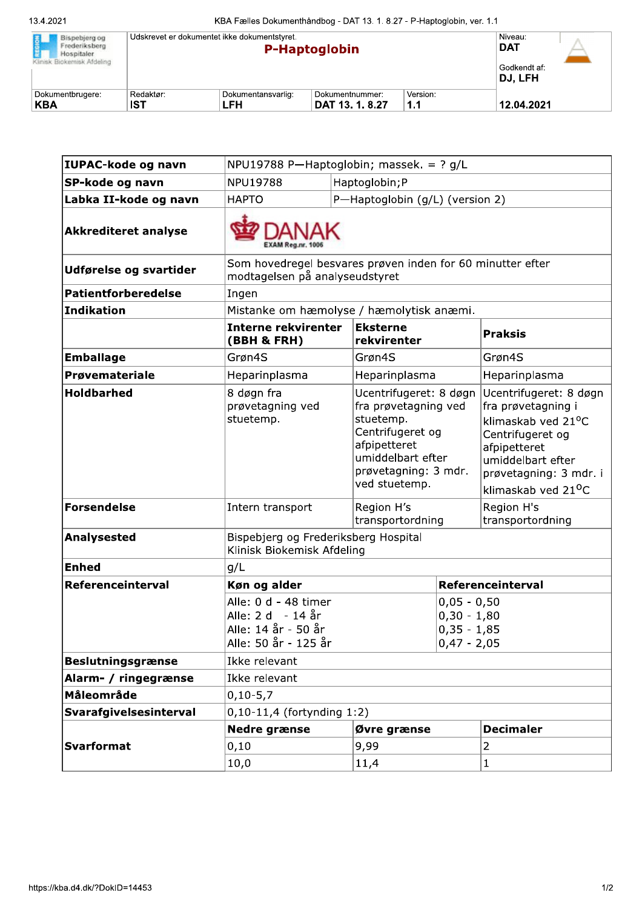| Bispebjerg og Frederiksberg Hospital Klinisk Biokemisk Afdeling | Udskrevet er dokumentet ikke dokumentstyret. **P-Haptoglobin** | | | Niveau: **DAT** Godkendt af: **DJ, LFH** |
|---|---|---|---|---|
| Dokumentbrugere: **KBA** | Redaktør: **IST** | Dokumentansvarlig: **LFH** | Dokumentnummer: **DAT 13. 1. 8.27** | Version: **1.1** | **12.04.2021** |

| | | | |
|---|---|---|---|
| **IUPAC-kode og navn** | NPU19788 P—Haptoglobin; massek. = ? g/L | | |
| **SP-kode og navn** | NPU19788 | Haptoglobin;P | |
| **Labka II-kode og navn** | HAPTO | P—Haptoglobin (g/L) (version 2) | |
| **Akkrediteret analyse** | DANAK EXAM Reg.nr. 1006 | | |
| **Udførelse og svartider** | Som hovedregel besvares prøven inden for 60 minutter efter modtagelsen på analyseudstyret | | |
| **Patientforberedelse** | Ingen | | |
| **Indikation** | Mistanke om hæmolyse / hæmolytisk anæmi. | | |
| | **Interne rekvirenter (BBH & FRH)** | **Eksterne rekvirenter** | **Praksis** |
| **Emballage** | Grøn4S | Grøn4S | Grøn4S |
| **Prøvemateriale** | Heparinplasma | Heparinplasma | Heparinplasma |
| **Holdbarhed** | 8 døgn fra prøvetagning ved stuetemp. | Ucentrifugeret: 8 døgn fra prøvetagning ved stuetemp. Centrifugeret og afpipetteret umiddelbart efter prøvetagning: 3 mdr. ved stuetemp. | Ucentrifugeret: 8 døgn fra prøvetagning i klimaskab ved 21°C Centrifugeret og afpipetteret umiddelbart efter prøvetagning: 3 mdr. i klimaskab ved 21°C |
| **Forsendelse** | Intern transport | Region H's transportordning | Region H's transportordning |
| **Analysested** | Bispebjerg og Frederiksberg Hospital Klinisk Biokemisk Afdeling | | |
| **Enhed** | g/L | | |

| **Referenceinterval** | **Køn og alder** | **Referenceinterval** |
|---|---|---|
| | Alle: 0 d - 48 timer | 0,05 - 0,50 |
| | Alle: 2 d - 14 år | 0,30 - 1,80 |
| | Alle: 14 år - 50 år | 0,35 - 1,85 |
| | Alle: 50 år - 125 år | 0,47 - 2,05 |

| | | | |
|---|---|---|---|
| **Beslutningsgrænse** | Ikke relevant | | |
| **Alarm- / ringegrænse** | Ikke relevant | | |
| **Måleområde** | 0,10-5,7 | | |
| **Svarafgivelsesinterval** | 0,10-11,4 (fortynding 1:2) | | |
| **Svarformat** | **Nedre grænse** | **Øvre grænse** | **Decimaler** |
| | 0,10 | 9,99 | 2 |
| | 10,0 | 11,4 | 1 |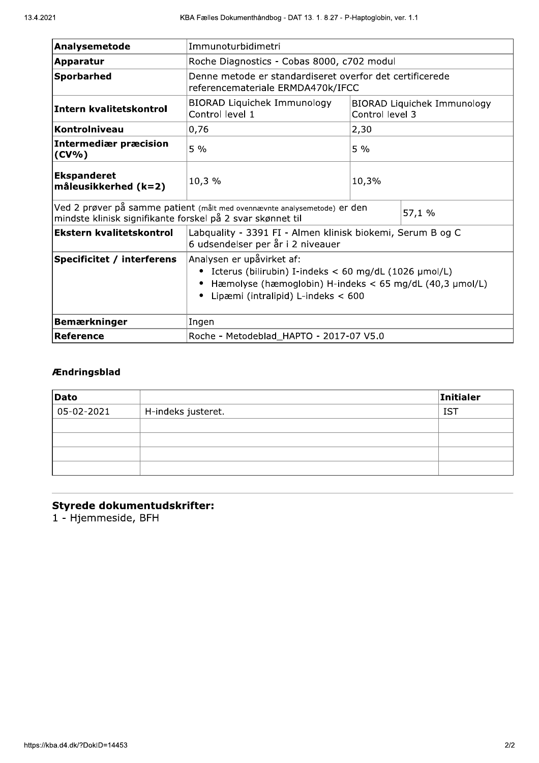| | | |
|---|---|---|
| **Analysemetode** | Immunoturbidimetri | |
| **Apparatur** | Roche Diagnostics - Cobas 8000, c702 modul | |
| **Sporbarhed** | Denne metode er standardiseret overfor det certificerede referencemateriale ERMDA470k/IFCC | |
| **Intern kvalitetskontrol** | BIORAD Liquichek Immunology Control level 1 | BIORAD Liquichek Immunology Control level 3 |
| **Kontrolniveau** | 0,76 | 2,30 |
| **Intermediær præcision (CV%)** | 5 % | 5 % |
| **Ekspanderet måleusikkerhed (k=2)** | 10,3 % | 10,3% |
| Ved 2 prøver på samme patient (målt med ovennævnte analysemetode) er den mindste klinisk signifikante forskel på 2 svar skønnet til | | 57,1 % |
| **Ekstern kvalitetskontrol** | Labquality - 3391 FI - Almen klinisk biokemi, Serum B og C<br>6 udsendelser per år i 2 niveauer | |
| **Specificitet / interferens** | Analysen er upåvirket af:<br>• Icterus (bilirubin) I-indeks < 60 mg/dL (1026 µmol/L)<br>• Hæmolyse (hæmoglobin) H-indeks < 65 mg/dL (40,3 µmol/L)<br>• Lipæmi (intralipid) L-indeks < 600 | |
| **Bemærkninger** | Ingen | |
| **Reference** | Roche - Metodeblad_HAPTO - 2017-07 V5.0 | |

### Ændringsblad

| Dato | | Initialer |
|---|---|---|
| 05-02-2021 | H-indeks justeret. | IST |
| | | |
| | | |
| | | |
| | | |

## Styrede dokumentudskrifter:

1 - Hjemmeside, BFH